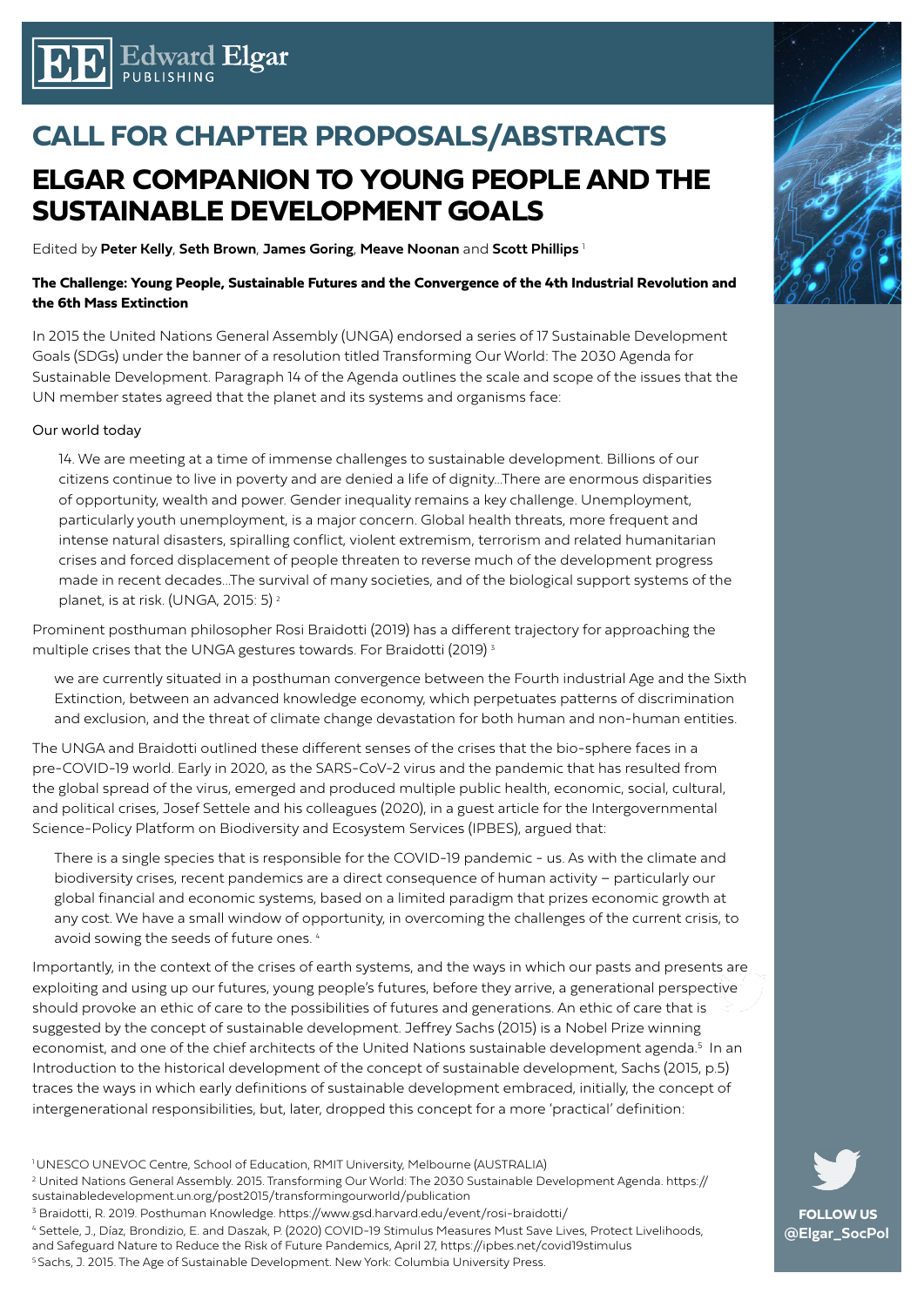# CALL FOR CHAPTER PROPOSALS/ABSTRACTS

## ELGAR COMPANION TO YOUNG PEOPLE AND THE SUSTAINABLE DEVELOPMENT GOALS

Edited by **Peter Kelly**, **Seth Brown**, **James Goring**, **Meave Noonan** and **Scott Phillips** [1]

**The Challenge: Young People, Sustainable Futures and the Convergence of the 4th Industrial Revolution and the 6th Mass Extinction**

In 2015 the United Nations General Assembly (UNGA) endorsed a series of 17 Sustainable Development Goals (SDGs) under the banner of a resolution titled Transforming Our World: The 2030 Agenda for Sustainable Development. Paragraph 14 of the Agenda outlines the scale and scope of the issues that the UN member states agreed that the planet and its systems and organisms face:

Our world today

> 14. We are meeting at a time of immense challenges to sustainable development. Billions of our citizens continue to live in poverty and are denied a life of dignity...There are enormous disparities of opportunity, wealth and power. Gender inequality remains a key challenge. Unemployment, particularly youth unemployment, is a major concern. Global health threats, more frequent and intense natural disasters, spiralling conflict, violent extremism, terrorism and related humanitarian crises and forced displacement of people threaten to reverse much of the development progress made in recent decades...The survival of many societies, and of the biological support systems of the planet, is at risk. (UNGA, 2015: 5) [2]

Prominent posthuman philosopher Rosi Braidotti (2019) has a different trajectory for approaching the multiple crises that the UNGA gestures towards. For Braidotti (2019) [3]

> we are currently situated in a posthuman convergence between the Fourth industrial Age and the Sixth Extinction, between an advanced knowledge economy, which perpetuates patterns of discrimination and exclusion, and the threat of climate change devastation for both human and non-human entities.

The UNGA and Braidotti outlined these different senses of the crises that the bio-sphere faces in a pre-COVID-19 world. Early in 2020, as the SARS-CoV-2 virus and the pandemic that has resulted from the global spread of the virus, emerged and produced multiple public health, economic, social, cultural, and political crises, Josef Settele and his colleagues (2020), in a guest article for the Intergovernmental Science-Policy Platform on Biodiversity and Ecosystem Services (IPBES), argued that:

> There is a single species that is responsible for the COVID-19 pandemic - us. As with the climate and biodiversity crises, recent pandemics are a direct consequence of human activity – particularly our global financial and economic systems, based on a limited paradigm that prizes economic growth at any cost. We have a small window of opportunity, in overcoming the challenges of the current crisis, to avoid sowing the seeds of future ones. [4]

Importantly, in the context of the crises of earth systems, and the ways in which our pasts and presents are exploiting and using up our futures, young people's futures, before they arrive, a generational perspective should provoke an ethic of care to the possibilities of futures and generations. An ethic of care that is suggested by the concept of sustainable development. Jeffrey Sachs (2015) is a Nobel Prize winning economist, and one of the chief architects of the United Nations sustainable development agenda.[5] In an Introduction to the historical development of the concept of sustainable development, Sachs (2015, p.5) traces the ways in which early definitions of sustainable development embraced, initially, the concept of intergenerational responsibilities, but, later, dropped this concept for a more 'practical' definition:

[1] UNESCO UNEVOC Centre, School of Education, RMIT University, Melbourne (AUSTRALIA)

[2] United Nations General Assembly. 2015. Transforming Our World: The 2030 Sustainable Development Agenda. https://sustainabledevelopment.un.org/post2015/transformingourworld/publication

[3] Braidotti, R. 2019. Posthuman Knowledge. https://www.gsd.harvard.edu/event/rosi-braidotti/

[4] Settele, J., Díaz, Brondizio, E. and Daszak, P. (2020) COVID-19 Stimulus Measures Must Save Lives, Protect Livelihoods, and Safeguard Nature to Reduce the Risk of Future Pandemics, April 27, https://ipbes.net/covid19stimulus

[5] Sachs, J. 2015. The Age of Sustainable Development. New York: Columbia University Press.

FOLLOW US @Elgar_SocPol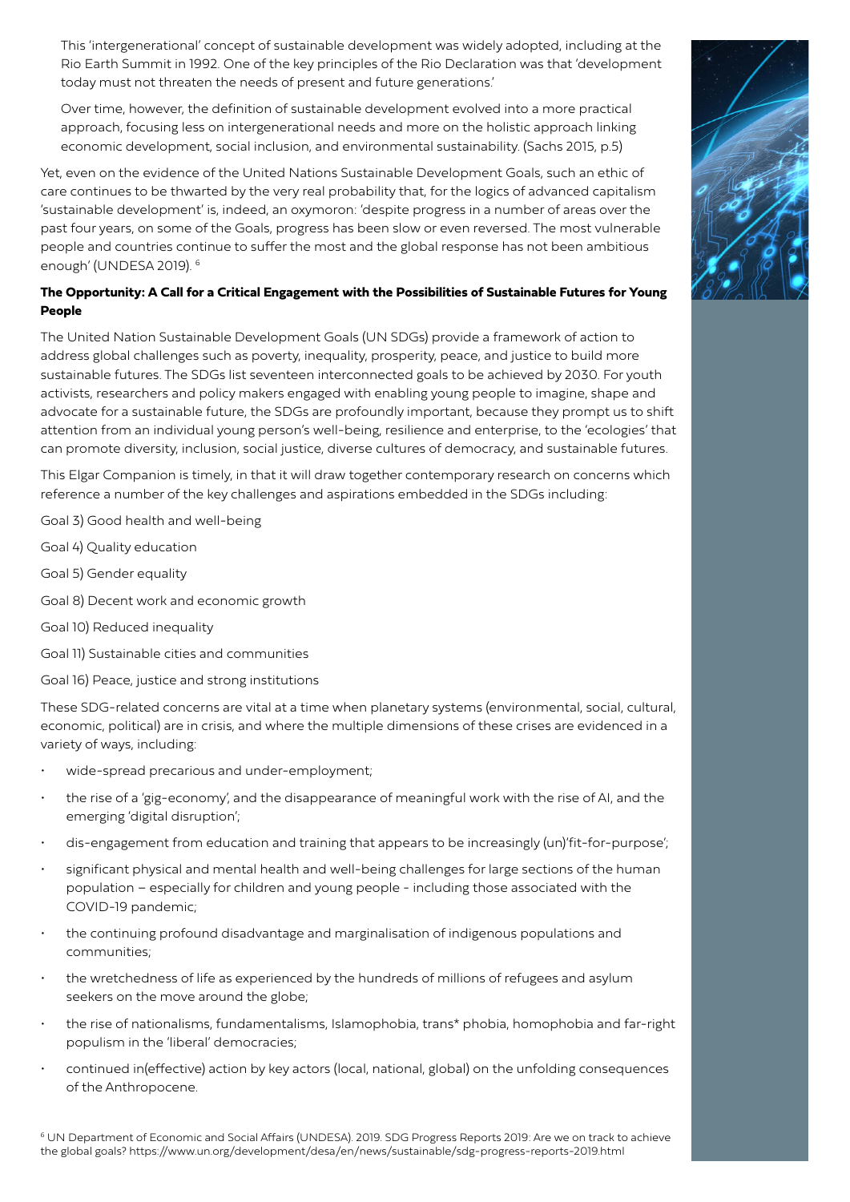> This 'intergenerational' concept of sustainable development was widely adopted, including at the Rio Earth Summit in 1992. One of the key principles of the Rio Declaration was that 'development today must not threaten the needs of present and future generations.'
>
> Over time, however, the definition of sustainable development evolved into a more practical approach, focusing less on intergenerational needs and more on the holistic approach linking economic development, social inclusion, and environmental sustainability. (Sachs 2015, p.5)

Yet, even on the evidence of the United Nations Sustainable Development Goals, such an ethic of care continues to be thwarted by the very real probability that, for the logics of advanced capitalism 'sustainable development' is, indeed, an oxymoron: 'despite progress in a number of areas over the past four years, on some of the Goals, progress has been slow or even reversed. The most vulnerable people and countries continue to suffer the most and the global response has not been ambitious enough' (UNDESA 2019). [6]

**The Opportunity: A Call for a Critical Engagement with the Possibilities of Sustainable Futures for Young People**

The United Nation Sustainable Development Goals (UN SDGs) provide a framework of action to address global challenges such as poverty, inequality, prosperity, peace, and justice to build more sustainable futures. The SDGs list seventeen interconnected goals to be achieved by 2030. For youth activists, researchers and policy makers engaged with enabling young people to imagine, shape and advocate for a sustainable future, the SDGs are profoundly important, because they prompt us to shift attention from an individual young person's well-being, resilience and enterprise, to the 'ecologies' that can promote diversity, inclusion, social justice, diverse cultures of democracy, and sustainable futures.

This Elgar Companion is timely, in that it will draw together contemporary research on concerns which reference a number of the key challenges and aspirations embedded in the SDGs including:

Goal 3) Good health and well-being

Goal 4) Quality education

Goal 5) Gender equality

Goal 8) Decent work and economic growth

Goal 10) Reduced inequality

Goal 11) Sustainable cities and communities

Goal 16) Peace, justice and strong institutions

These SDG-related concerns are vital at a time when planetary systems (environmental, social, cultural, economic, political) are in crisis, and where the multiple dimensions of these crises are evidenced in a variety of ways, including:

- wide-spread precarious and under-employment;
- the rise of a 'gig-economy', and the disappearance of meaningful work with the rise of AI, and the emerging 'digital disruption';
- dis-engagement from education and training that appears to be increasingly (un)'fit-for-purpose';
- significant physical and mental health and well-being challenges for large sections of the human population – especially for children and young people - including those associated with the COVID-19 pandemic;
- the continuing profound disadvantage and marginalisation of indigenous populations and communities;
- the wretchedness of life as experienced by the hundreds of millions of refugees and asylum seekers on the move around the globe;
- the rise of nationalisms, fundamentalisms, Islamophobia, trans* phobia, homophobia and far-right populism in the 'liberal' democracies;
- continued in(effective) action by key actors (local, national, global) on the unfolding consequences of the Anthropocene.

[6] UN Department of Economic and Social Affairs (UNDESA). 2019. SDG Progress Reports 2019: Are we on track to achieve the global goals? https://www.un.org/development/desa/en/news/sustainable/sdg-progress-reports-2019.html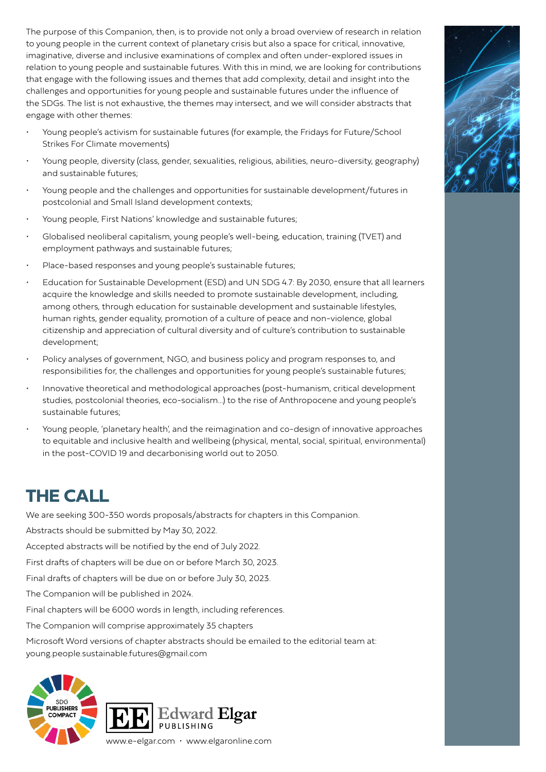The purpose of this Companion, then, is to provide not only a broad overview of research in relation to young people in the current context of planetary crisis but also a space for critical, innovative, imaginative, diverse and inclusive examinations of complex and often under-explored issues in relation to young people and sustainable futures. With this in mind, we are looking for contributions that engage with the following issues and themes that add complexity, detail and insight into the challenges and opportunities for young people and sustainable futures under the influence of the SDGs. The list is not exhaustive, the themes may intersect, and we will consider abstracts that engage with other themes:

- Young people's activism for sustainable futures (for example, the Fridays for Future/School Strikes For Climate movements)
- Young people, diversity (class, gender, sexualities, religious, abilities, neuro-diversity, geography) and sustainable futures;
- Young people and the challenges and opportunities for sustainable development/futures in postcolonial and Small Island development contexts;
- Young people, First Nations' knowledge and sustainable futures;
- Globalised neoliberal capitalism, young people's well-being, education, training (TVET) and employment pathways and sustainable futures;
- Place-based responses and young people's sustainable futures;
- Education for Sustainable Development (ESD) and UN SDG 4.7: By 2030, ensure that all learners acquire the knowledge and skills needed to promote sustainable development, including, among others, through education for sustainable development and sustainable lifestyles, human rights, gender equality, promotion of a culture of peace and non-violence, global citizenship and appreciation of cultural diversity and of culture's contribution to sustainable development;
- Policy analyses of government, NGO, and business policy and program responses to, and responsibilities for, the challenges and opportunities for young people's sustainable futures;
- Innovative theoretical and methodological approaches (post-humanism, critical development studies, postcolonial theories, eco-socialism...) to the rise of Anthropocene and young people's sustainable futures;
- Young people, 'planetary health', and the reimagination and co-design of innovative approaches to equitable and inclusive health and wellbeing (physical, mental, social, spiritual, environmental) in the post-COVID 19 and decarbonising world out to 2050.

## THE CALL

We are seeking 300-350 words proposals/abstracts for chapters in this Companion.

Abstracts should be submitted by May 30, 2022.

Accepted abstracts will be notified by the end of July 2022.

First drafts of chapters will be due on or before March 30, 2023.

Final drafts of chapters will be due on or before July 30, 2023.

The Companion will be published in 2024.

Final chapters will be 6000 words in length, including references.

The Companion will comprise approximately 35 chapters

Microsoft Word versions of chapter abstracts should be emailed to the editorial team at: young.people.sustainable.futures@gmail.com

SDG PUBLISHERS COMPACT

Edward Elgar PUBLISHING

www.e-elgar.com · www.elgaronline.com